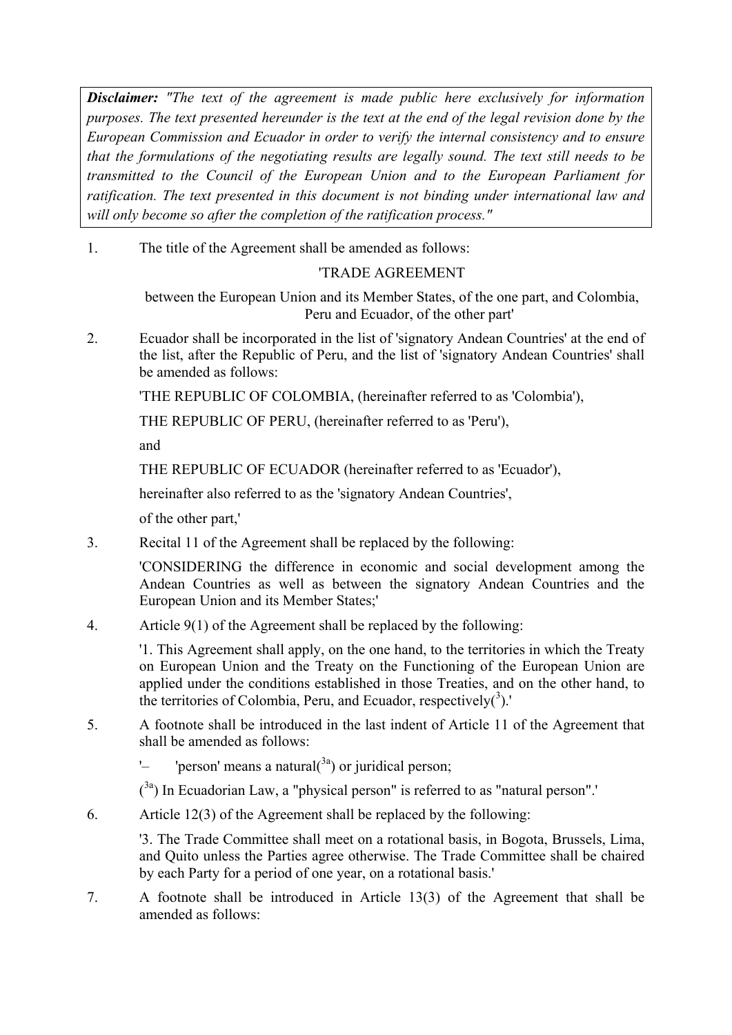***Disclaimer:** "The text of the agreement is made public here exclusively for information purposes. The text presented hereunder is the text at the end of the legal revision done by the European Commission and Ecuador in order to verify the internal consistency and to ensure that the formulations of the negotiating results are legally sound. The text still needs to be transmitted to the Council of the European Union and to the European Parliament for ratification. The text presented in this document is not binding under international law and will only become so after the completion of the ratification process."*

1. The title of the Agreement shall be amended as follows:

   'TRADE AGREEMENT

   between the European Union and its Member States, of the one part, and Colombia, Peru and Ecuador, of the other part'

2. Ecuador shall be incorporated in the list of 'signatory Andean Countries' at the end of the list, after the Republic of Peru, and the list of 'signatory Andean Countries' shall be amended as follows:

   'THE REPUBLIC OF COLOMBIA, (hereinafter referred to as 'Colombia'),

   THE REPUBLIC OF PERU, (hereinafter referred to as 'Peru'),

   and

   THE REPUBLIC OF ECUADOR (hereinafter referred to as 'Ecuador'),

   hereinafter also referred to as the 'signatory Andean Countries',

   of the other part,'

3. Recital 11 of the Agreement shall be replaced by the following:

   'CONSIDERING the difference in economic and social development among the Andean Countries as well as between the signatory Andean Countries and the European Union and its Member States;'

4. Article 9(1) of the Agreement shall be replaced by the following:

   '1. This Agreement shall apply, on the one hand, to the territories in which the Treaty on European Union and the Treaty on the Functioning of the European Union are applied under the conditions established in those Treaties, and on the other hand, to the territories of Colombia, Peru, and Ecuador, respectively([3]).'

5. A footnote shall be introduced in the last indent of Article 11 of the Agreement that shall be amended as follows:

   '– 'person' means a natural([3a]) or juridical person;

   ([3a]) In Ecuadorian Law, a "physical person" is referred to as "natural person".'

6. Article 12(3) of the Agreement shall be replaced by the following:

   '3. The Trade Committee shall meet on a rotational basis, in Bogota, Brussels, Lima, and Quito unless the Parties agree otherwise. The Trade Committee shall be chaired by each Party for a period of one year, on a rotational basis.'

7. A footnote shall be introduced in Article 13(3) of the Agreement that shall be amended as follows: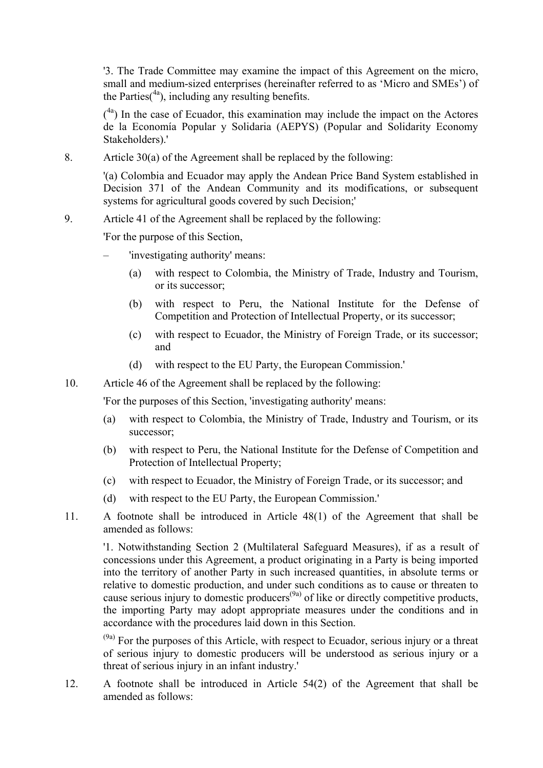'3. The Trade Committee may examine the impact of this Agreement on the micro, small and medium-sized enterprises (hereinafter referred to as 'Micro and SMEs') of the Parties([4a]), including any resulting benefits.

([4a]) In the case of Ecuador, this examination may include the impact on the Actores de la Economía Popular y Solidaria (AEPYS) (Popular and Solidarity Economy Stakeholders).'

8. Article 30(a) of the Agreement shall be replaced by the following:

'(a) Colombia and Ecuador may apply the Andean Price Band System established in Decision 371 of the Andean Community and its modifications, or subsequent systems for agricultural goods covered by such Decision;'

9. Article 41 of the Agreement shall be replaced by the following:

'For the purpose of this Section,

– 'investigating authority' means:

  (a) with respect to Colombia, the Ministry of Trade, Industry and Tourism, or its successor;

  (b) with respect to Peru, the National Institute for the Defense of Competition and Protection of Intellectual Property, or its successor;

  (c) with respect to Ecuador, the Ministry of Foreign Trade, or its successor; and

  (d) with respect to the EU Party, the European Commission.'

10. Article 46 of the Agreement shall be replaced by the following:

'For the purposes of this Section, 'investigating authority' means:

(a) with respect to Colombia, the Ministry of Trade, Industry and Tourism, or its successor;

(b) with respect to Peru, the National Institute for the Defense of Competition and Protection of Intellectual Property;

(c) with respect to Ecuador, the Ministry of Foreign Trade, or its successor; and

(d) with respect to the EU Party, the European Commission.'

11. A footnote shall be introduced in Article 48(1) of the Agreement that shall be amended as follows:

'1. Notwithstanding Section 2 (Multilateral Safeguard Measures), if as a result of concessions under this Agreement, a product originating in a Party is being imported into the territory of another Party in such increased quantities, in absolute terms or relative to domestic production, and under such conditions as to cause or threaten to cause serious injury to domestic producers[(9a)] of like or directly competitive products, the importing Party may adopt appropriate measures under the conditions and in accordance with the procedures laid down in this Section.

[(9a)] For the purposes of this Article, with respect to Ecuador, serious injury or a threat of serious injury to domestic producers will be understood as serious injury or a threat of serious injury in an infant industry.'

12. A footnote shall be introduced in Article 54(2) of the Agreement that shall be amended as follows: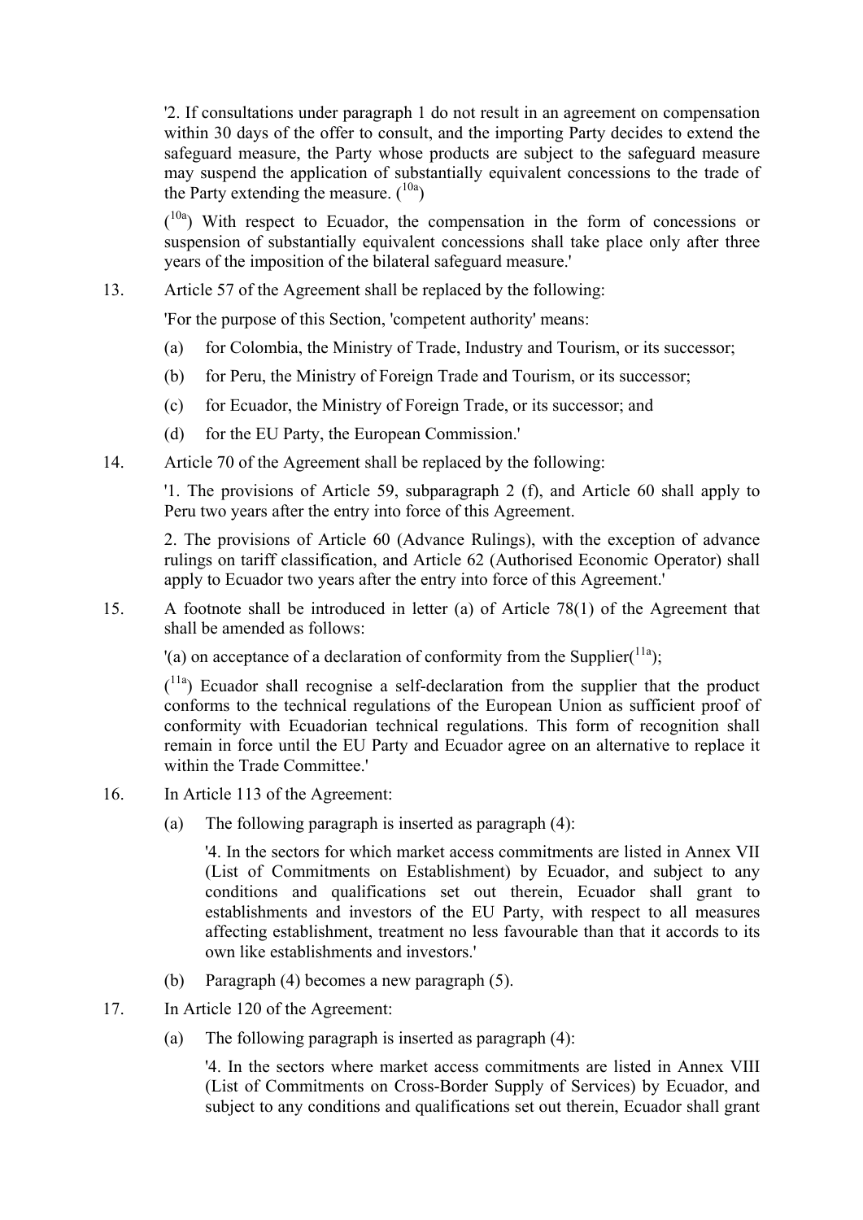'2. If consultations under paragraph 1 do not result in an agreement on compensation within 30 days of the offer to consult, and the importing Party decides to extend the safeguard measure, the Party whose products are subject to the safeguard measure may suspend the application of substantially equivalent concessions to the trade of the Party extending the measure. ([10a])

([10a]) With respect to Ecuador, the compensation in the form of concessions or suspension of substantially equivalent concessions shall take place only after three years of the imposition of the bilateral safeguard measure.'

13. Article 57 of the Agreement shall be replaced by the following:

'For the purpose of this Section, 'competent authority' means:

(a) for Colombia, the Ministry of Trade, Industry and Tourism, or its successor;

(b) for Peru, the Ministry of Foreign Trade and Tourism, or its successor;

(c) for Ecuador, the Ministry of Foreign Trade, or its successor; and

(d) for the EU Party, the European Commission.'

14. Article 70 of the Agreement shall be replaced by the following:

'1. The provisions of Article 59, subparagraph 2 (f), and Article 60 shall apply to Peru two years after the entry into force of this Agreement.

2. The provisions of Article 60 (Advance Rulings), with the exception of advance rulings on tariff classification, and Article 62 (Authorised Economic Operator) shall apply to Ecuador two years after the entry into force of this Agreement.'

15. A footnote shall be introduced in letter (a) of Article 78(1) of the Agreement that shall be amended as follows:

'(a) on acceptance of a declaration of conformity from the Supplier([11a]);

([11a]) Ecuador shall recognise a self-declaration from the supplier that the product conforms to the technical regulations of the European Union as sufficient proof of conformity with Ecuadorian technical regulations. This form of recognition shall remain in force until the EU Party and Ecuador agree on an alternative to replace it within the Trade Committee.'

16. In Article 113 of the Agreement:

(a) The following paragraph is inserted as paragraph (4):

'4. In the sectors for which market access commitments are listed in Annex VII (List of Commitments on Establishment) by Ecuador, and subject to any conditions and qualifications set out therein, Ecuador shall grant to establishments and investors of the EU Party, with respect to all measures affecting establishment, treatment no less favourable than that it accords to its own like establishments and investors.'

(b) Paragraph (4) becomes a new paragraph (5).

17. In Article 120 of the Agreement:

(a) The following paragraph is inserted as paragraph (4):

'4. In the sectors where market access commitments are listed in Annex VIII (List of Commitments on Cross-Border Supply of Services) by Ecuador, and subject to any conditions and qualifications set out therein, Ecuador shall grant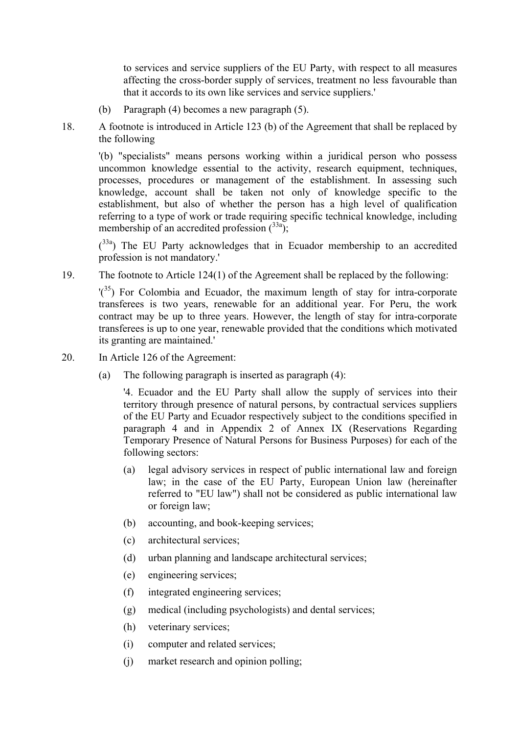to services and service suppliers of the EU Party, with respect to all measures affecting the cross-border supply of services, treatment no less favourable than that it accords to its own like services and service suppliers.'

(b) Paragraph (4) becomes a new paragraph (5).

18. A footnote is introduced in Article 123 (b) of the Agreement that shall be replaced by the following

'(b) "specialists" means persons working within a juridical person who possess uncommon knowledge essential to the activity, research equipment, techniques, processes, procedures or management of the establishment. In assessing such knowledge, account shall be taken not only of knowledge specific to the establishment, but also of whether the person has a high level of qualification referring to a type of work or trade requiring specific technical knowledge, including membership of an accredited profession ([33a]);

([33a]) The EU Party acknowledges that in Ecuador membership to an accredited profession is not mandatory.'

19. The footnote to Article 124(1) of the Agreement shall be replaced by the following:

'([35]) For Colombia and Ecuador, the maximum length of stay for intra-corporate transferees is two years, renewable for an additional year. For Peru, the work contract may be up to three years. However, the length of stay for intra-corporate transferees is up to one year, renewable provided that the conditions which motivated its granting are maintained.'

20. In Article 126 of the Agreement:

(a) The following paragraph is inserted as paragraph (4):

'4. Ecuador and the EU Party shall allow the supply of services into their territory through presence of natural persons, by contractual services suppliers of the EU Party and Ecuador respectively subject to the conditions specified in paragraph 4 and in Appendix 2 of Annex IX (Reservations Regarding Temporary Presence of Natural Persons for Business Purposes) for each of the following sectors:

(a) legal advisory services in respect of public international law and foreign law; in the case of the EU Party, European Union law (hereinafter referred to "EU law") shall not be considered as public international law or foreign law;

(b) accounting, and book-keeping services;

(c) architectural services;

(d) urban planning and landscape architectural services;

(e) engineering services;

(f) integrated engineering services;

(g) medical (including psychologists) and dental services;

(h) veterinary services;

(i) computer and related services;

(j) market research and opinion polling;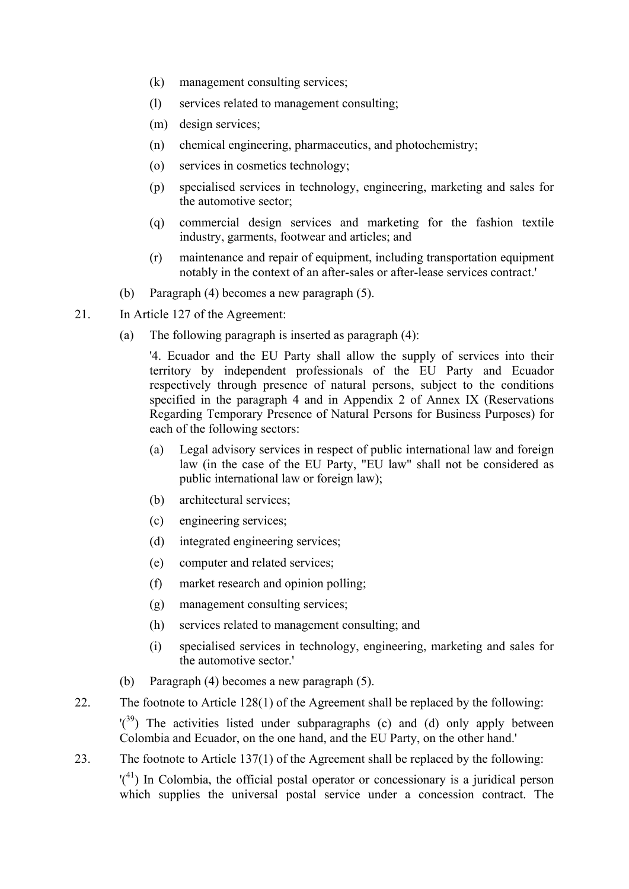(k) management consulting services;

(l) services related to management consulting;

(m) design services;

(n) chemical engineering, pharmaceutics, and photochemistry;

(o) services in cosmetics technology;

(p) specialised services in technology, engineering, marketing and sales for the automotive sector;

(q) commercial design services and marketing for the fashion textile industry, garments, footwear and articles; and

(r) maintenance and repair of equipment, including transportation equipment notably in the context of an after-sales or after-lease services contract.'

(b) Paragraph (4) becomes a new paragraph (5).

21. In Article 127 of the Agreement:

(a) The following paragraph is inserted as paragraph (4):

'4. Ecuador and the EU Party shall allow the supply of services into their territory by independent professionals of the EU Party and Ecuador respectively through presence of natural persons, subject to the conditions specified in the paragraph 4 and in Appendix 2 of Annex IX (Reservations Regarding Temporary Presence of Natural Persons for Business Purposes) for each of the following sectors:

(a) Legal advisory services in respect of public international law and foreign law (in the case of the EU Party, "EU law" shall not be considered as public international law or foreign law);

(b) architectural services;

(c) engineering services;

(d) integrated engineering services;

(e) computer and related services;

(f) market research and opinion polling;

(g) management consulting services;

(h) services related to management consulting; and

(i) specialised services in technology, engineering, marketing and sales for the automotive sector.'

(b) Paragraph (4) becomes a new paragraph (5).

22. The footnote to Article 128(1) of the Agreement shall be replaced by the following:

'([39]) The activities listed under subparagraphs (c) and (d) only apply between Colombia and Ecuador, on the one hand, and the EU Party, on the other hand.'

23. The footnote to Article 137(1) of the Agreement shall be replaced by the following:

'([41]) In Colombia, the official postal operator or concessionary is a juridical person which supplies the universal postal service under a concession contract. The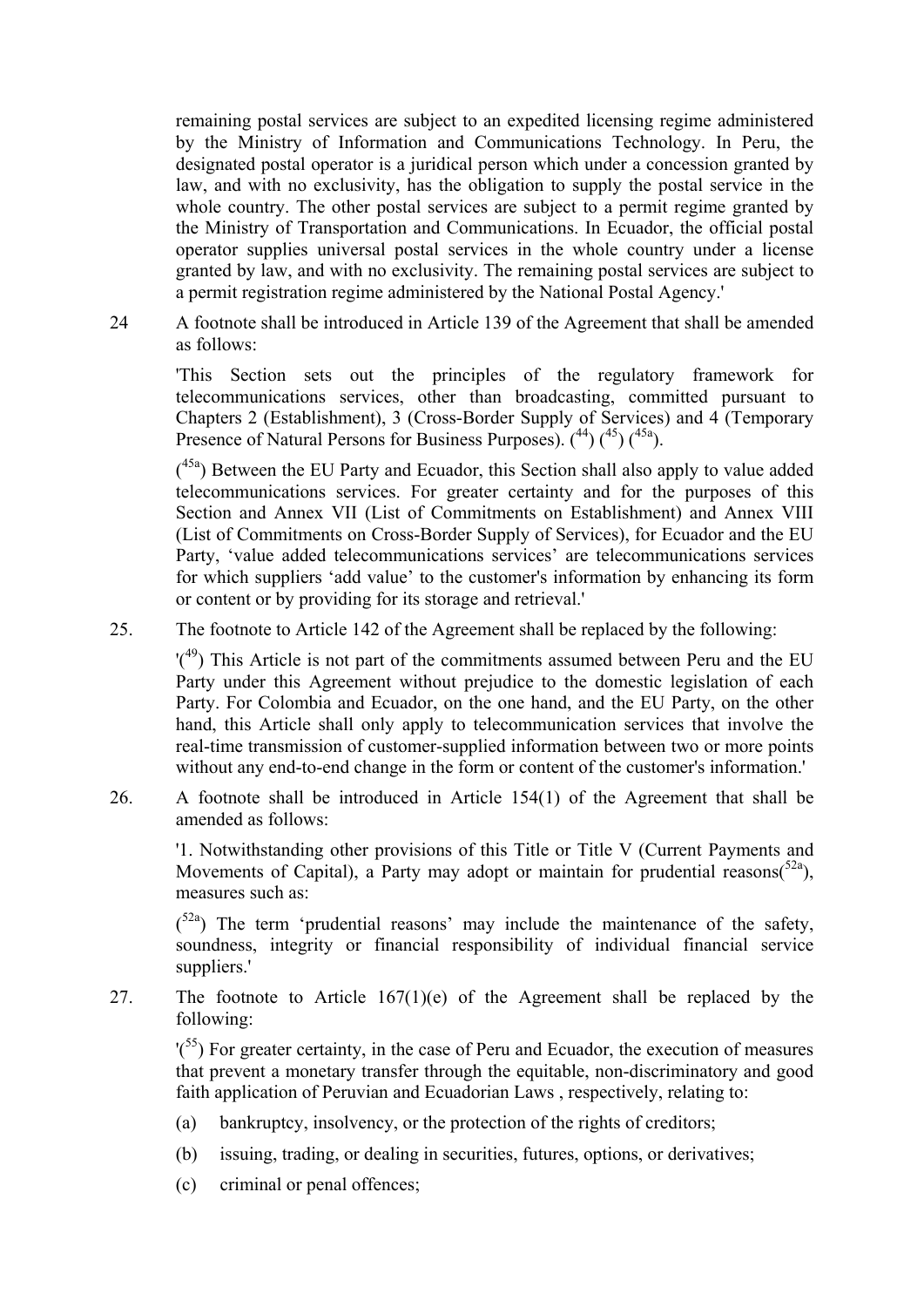remaining postal services are subject to an expedited licensing regime administered by the Ministry of Information and Communications Technology. In Peru, the designated postal operator is a juridical person which under a concession granted by law, and with no exclusivity, has the obligation to supply the postal service in the whole country. The other postal services are subject to a permit regime granted by the Ministry of Transportation and Communications. In Ecuador, the official postal operator supplies universal postal services in the whole country under a license granted by law, and with no exclusivity. The remaining postal services are subject to a permit registration regime administered by the National Postal Agency.'

24 A footnote shall be introduced in Article 139 of the Agreement that shall be amended as follows:

'This Section sets out the principles of the regulatory framework for telecommunications services, other than broadcasting, committed pursuant to Chapters 2 (Establishment), 3 (Cross-Border Supply of Services) and 4 (Temporary Presence of Natural Persons for Business Purposes). ([44]) ([45]) ([45a]).

([45a]) Between the EU Party and Ecuador, this Section shall also apply to value added telecommunications services. For greater certainty and for the purposes of this Section and Annex VII (List of Commitments on Establishment) and Annex VIII (List of Commitments on Cross-Border Supply of Services), for Ecuador and the EU Party, 'value added telecommunications services' are telecommunications services for which suppliers 'add value' to the customer's information by enhancing its form or content or by providing for its storage and retrieval.'

25. The footnote to Article 142 of the Agreement shall be replaced by the following:

'([49]) This Article is not part of the commitments assumed between Peru and the EU Party under this Agreement without prejudice to the domestic legislation of each Party. For Colombia and Ecuador, on the one hand, and the EU Party, on the other hand, this Article shall only apply to telecommunication services that involve the real-time transmission of customer-supplied information between two or more points without any end-to-end change in the form or content of the customer's information.'

26. A footnote shall be introduced in Article 154(1) of the Agreement that shall be amended as follows:

'1. Notwithstanding other provisions of this Title or Title V (Current Payments and Movements of Capital), a Party may adopt or maintain for prudential reasons([52a]), measures such as:

([52a]) The term 'prudential reasons' may include the maintenance of the safety, soundness, integrity or financial responsibility of individual financial service suppliers.'

27. The footnote to Article 167(1)(e) of the Agreement shall be replaced by the following:

'([55]) For greater certainty, in the case of Peru and Ecuador, the execution of measures that prevent a monetary transfer through the equitable, non-discriminatory and good faith application of Peruvian and Ecuadorian Laws , respectively, relating to:

(a) bankruptcy, insolvency, or the protection of the rights of creditors;

(b) issuing, trading, or dealing in securities, futures, options, or derivatives;

(c) criminal or penal offences;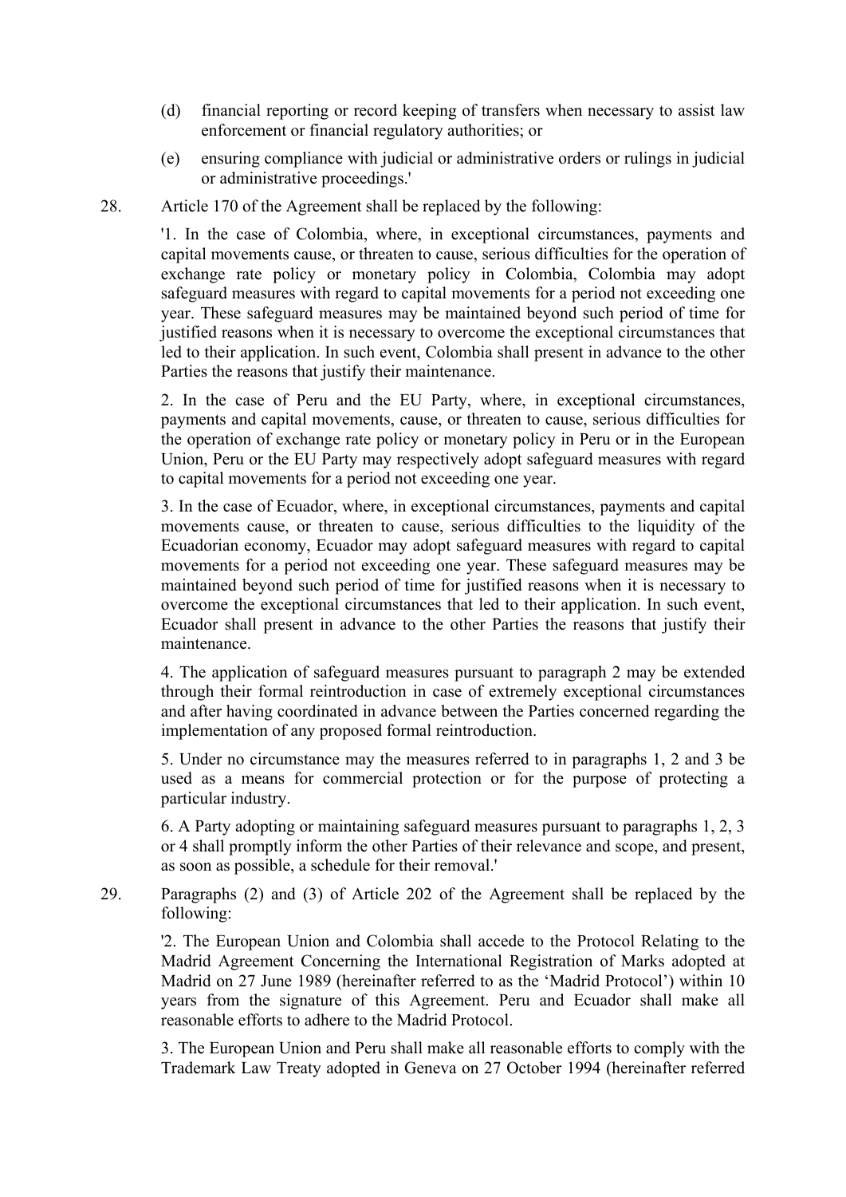(d) financial reporting or record keeping of transfers when necessary to assist law enforcement or financial regulatory authorities; or

(e) ensuring compliance with judicial or administrative orders or rulings in judicial or administrative proceedings.'

28. Article 170 of the Agreement shall be replaced by the following:

'1. In the case of Colombia, where, in exceptional circumstances, payments and capital movements cause, or threaten to cause, serious difficulties for the operation of exchange rate policy or monetary policy in Colombia, Colombia may adopt safeguard measures with regard to capital movements for a period not exceeding one year. These safeguard measures may be maintained beyond such period of time for justified reasons when it is necessary to overcome the exceptional circumstances that led to their application. In such event, Colombia shall present in advance to the other Parties the reasons that justify their maintenance.

2. In the case of Peru and the EU Party, where, in exceptional circumstances, payments and capital movements, cause, or threaten to cause, serious difficulties for the operation of exchange rate policy or monetary policy in Peru or in the European Union, Peru or the EU Party may respectively adopt safeguard measures with regard to capital movements for a period not exceeding one year.

3. In the case of Ecuador, where, in exceptional circumstances, payments and capital movements cause, or threaten to cause, serious difficulties to the liquidity of the Ecuadorian economy, Ecuador may adopt safeguard measures with regard to capital movements for a period not exceeding one year. These safeguard measures may be maintained beyond such period of time for justified reasons when it is necessary to overcome the exceptional circumstances that led to their application. In such event, Ecuador shall present in advance to the other Parties the reasons that justify their maintenance.

4. The application of safeguard measures pursuant to paragraph 2 may be extended through their formal reintroduction in case of extremely exceptional circumstances and after having coordinated in advance between the Parties concerned regarding the implementation of any proposed formal reintroduction.

5. Under no circumstance may the measures referred to in paragraphs 1, 2 and 3 be used as a means for commercial protection or for the purpose of protecting a particular industry.

6. A Party adopting or maintaining safeguard measures pursuant to paragraphs 1, 2, 3 or 4 shall promptly inform the other Parties of their relevance and scope, and present, as soon as possible, a schedule for their removal.'

29. Paragraphs (2) and (3) of Article 202 of the Agreement shall be replaced by the following:

'2. The European Union and Colombia shall accede to the Protocol Relating to the Madrid Agreement Concerning the International Registration of Marks adopted at Madrid on 27 June 1989 (hereinafter referred to as the 'Madrid Protocol') within 10 years from the signature of this Agreement. Peru and Ecuador shall make all reasonable efforts to adhere to the Madrid Protocol.

3. The European Union and Peru shall make all reasonable efforts to comply with the Trademark Law Treaty adopted in Geneva on 27 October 1994 (hereinafter referred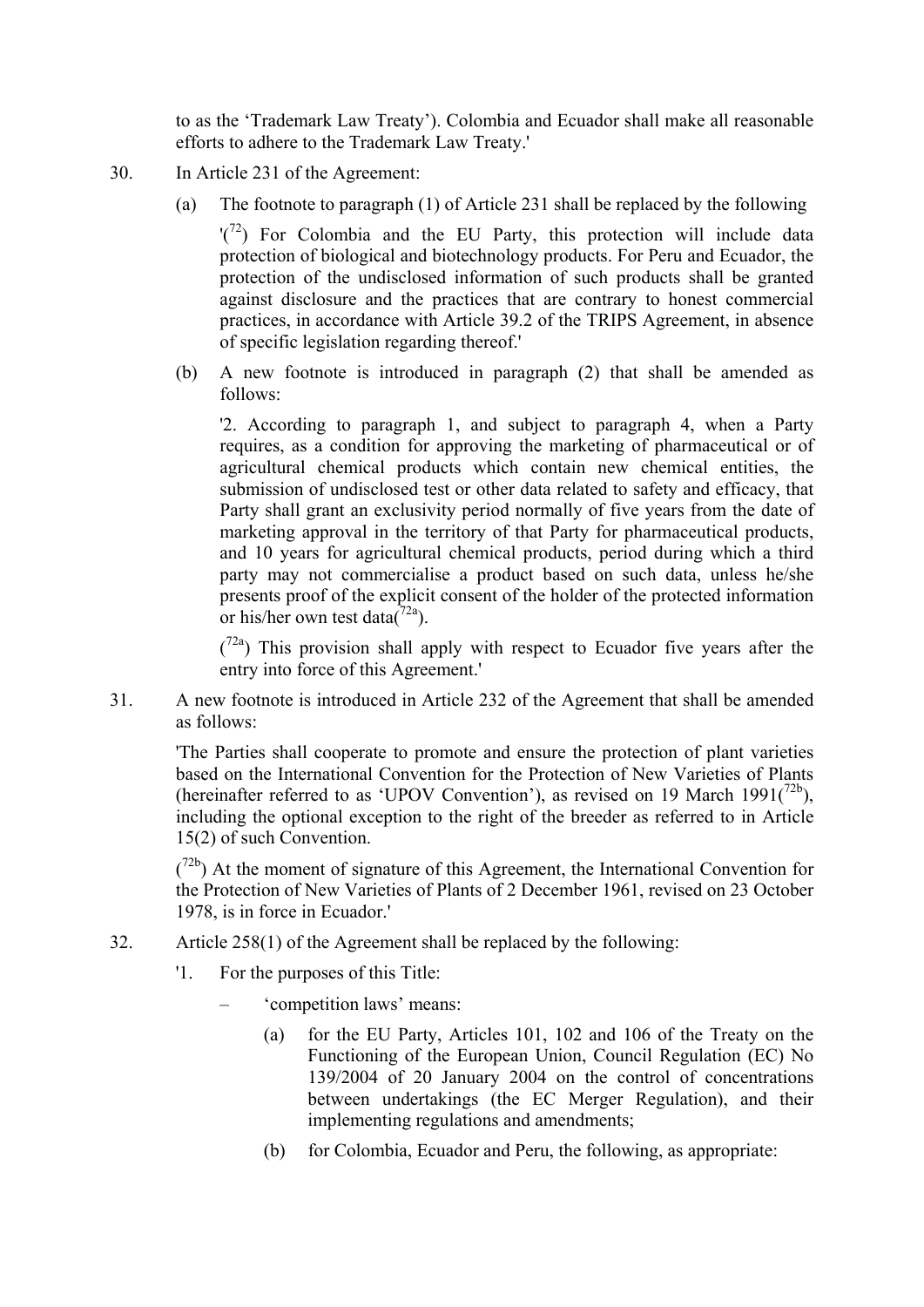to as the 'Trademark Law Treaty'). Colombia and Ecuador shall make all reasonable efforts to adhere to the Trademark Law Treaty.'

30. In Article 231 of the Agreement:

   (a) The footnote to paragraph (1) of Article 231 shall be replaced by the following

   '([72]) For Colombia and the EU Party, this protection will include data protection of biological and biotechnology products. For Peru and Ecuador, the protection of the undisclosed information of such products shall be granted against disclosure and the practices that are contrary to honest commercial practices, in accordance with Article 39.2 of the TRIPS Agreement, in absence of specific legislation regarding thereof.'

   (b) A new footnote is introduced in paragraph (2) that shall be amended as follows:

   '2. According to paragraph 1, and subject to paragraph 4, when a Party requires, as a condition for approving the marketing of pharmaceutical or of agricultural chemical products which contain new chemical entities, the submission of undisclosed test or other data related to safety and efficacy, that Party shall grant an exclusivity period normally of five years from the date of marketing approval in the territory of that Party for pharmaceutical products, and 10 years for agricultural chemical products, period during which a third party may not commercialise a product based on such data, unless he/she presents proof of the explicit consent of the holder of the protected information or his/her own test data([72a]).

   ([72a]) This provision shall apply with respect to Ecuador five years after the entry into force of this Agreement.'

31. A new footnote is introduced in Article 232 of the Agreement that shall be amended as follows:

   'The Parties shall cooperate to promote and ensure the protection of plant varieties based on the International Convention for the Protection of New Varieties of Plants (hereinafter referred to as 'UPOV Convention'), as revised on 19 March 1991([72b]), including the optional exception to the right of the breeder as referred to in Article 15(2) of such Convention.

   ([72b]) At the moment of signature of this Agreement, the International Convention for the Protection of New Varieties of Plants of 2 December 1961, revised on 23 October 1978, is in force in Ecuador.'

32. Article 258(1) of the Agreement shall be replaced by the following:

   '1. For the purposes of this Title:

   – 'competition laws' means:

      (a) for the EU Party, Articles 101, 102 and 106 of the Treaty on the Functioning of the European Union, Council Regulation (EC) No 139/2004 of 20 January 2004 on the control of concentrations between undertakings (the EC Merger Regulation), and their implementing regulations and amendments;

      (b) for Colombia, Ecuador and Peru, the following, as appropriate: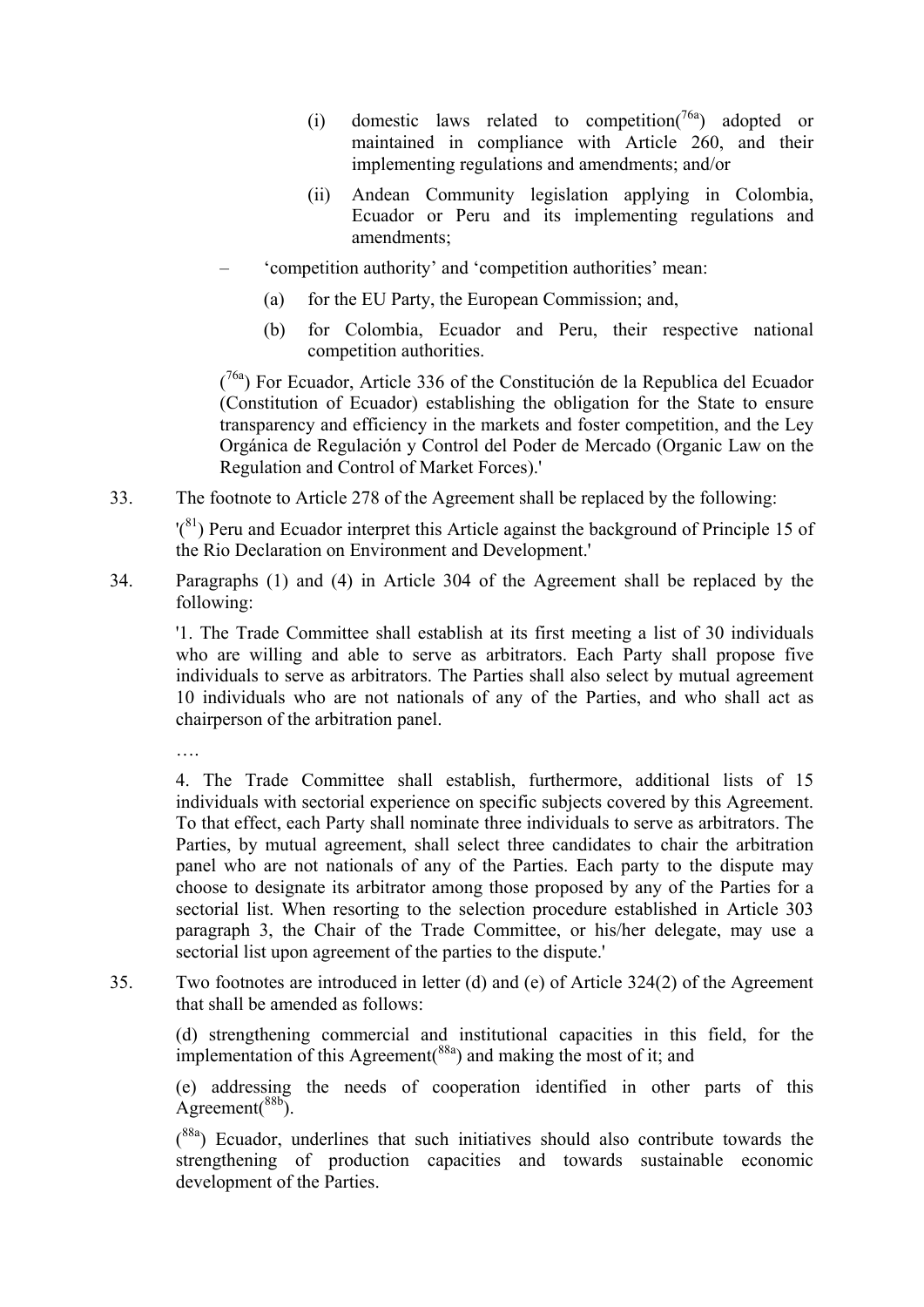(i) domestic laws related to competition([76a]) adopted or maintained in compliance with Article 260, and their implementing regulations and amendments; and/or

(ii) Andean Community legislation applying in Colombia, Ecuador or Peru and its implementing regulations and amendments;

– 'competition authority' and 'competition authorities' mean:

(a) for the EU Party, the European Commission; and,

(b) for Colombia, Ecuador and Peru, their respective national competition authorities.

([76a]) For Ecuador, Article 336 of the Constitución de la Republica del Ecuador (Constitution of Ecuador) establishing the obligation for the State to ensure transparency and efficiency in the markets and foster competition, and the Ley Orgánica de Regulación y Control del Poder de Mercado (Organic Law on the Regulation and Control of Market Forces).'

33. The footnote to Article 278 of the Agreement shall be replaced by the following:

'([81]) Peru and Ecuador interpret this Article against the background of Principle 15 of the Rio Declaration on Environment and Development.'

34. Paragraphs (1) and (4) in Article 304 of the Agreement shall be replaced by the following:

'1. The Trade Committee shall establish at its first meeting a list of 30 individuals who are willing and able to serve as arbitrators. Each Party shall propose five individuals to serve as arbitrators. The Parties shall also select by mutual agreement 10 individuals who are not nationals of any of the Parties, and who shall act as chairperson of the arbitration panel.

….

4. The Trade Committee shall establish, furthermore, additional lists of 15 individuals with sectorial experience on specific subjects covered by this Agreement. To that effect, each Party shall nominate three individuals to serve as arbitrators. The Parties, by mutual agreement, shall select three candidates to chair the arbitration panel who are not nationals of any of the Parties. Each party to the dispute may choose to designate its arbitrator among those proposed by any of the Parties for a sectorial list. When resorting to the selection procedure established in Article 303 paragraph 3, the Chair of the Trade Committee, or his/her delegate, may use a sectorial list upon agreement of the parties to the dispute.'

35. Two footnotes are introduced in letter (d) and (e) of Article 324(2) of the Agreement that shall be amended as follows:

(d) strengthening commercial and institutional capacities in this field, for the implementation of this Agreement([88a]) and making the most of it; and

(e) addressing the needs of cooperation identified in other parts of this Agreement([88b]).

([88a]) Ecuador, underlines that such initiatives should also contribute towards the strengthening of production capacities and towards sustainable economic development of the Parties.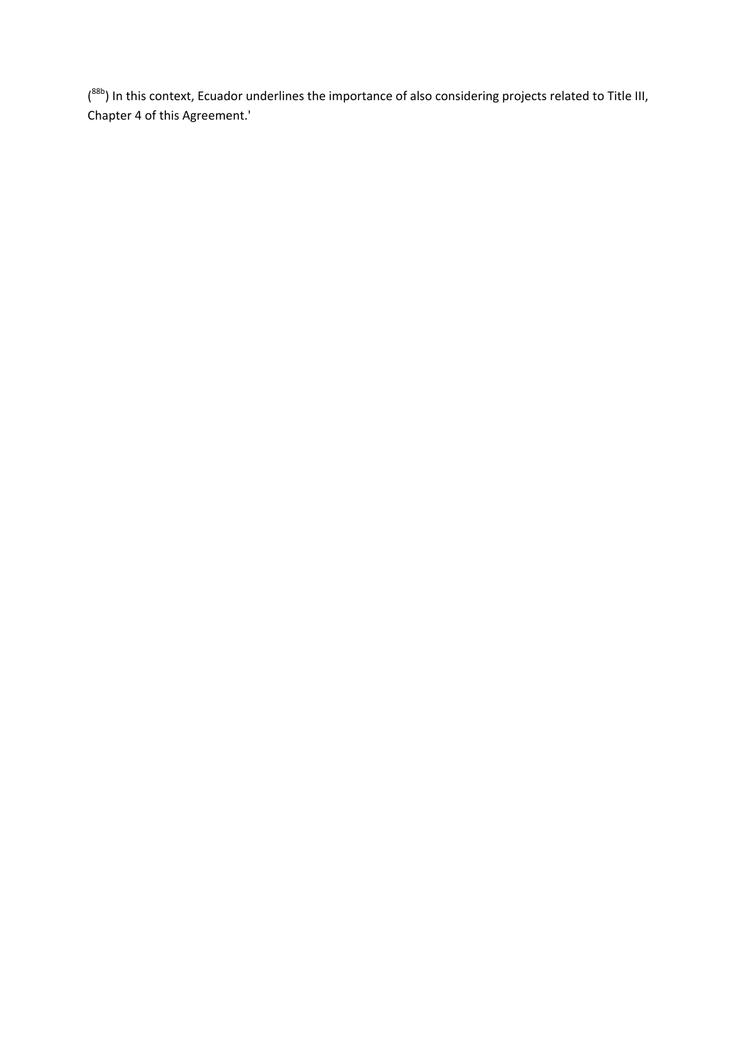([88b]) In this context, Ecuador underlines the importance of also considering projects related to Title III, Chapter 4 of this Agreement.'